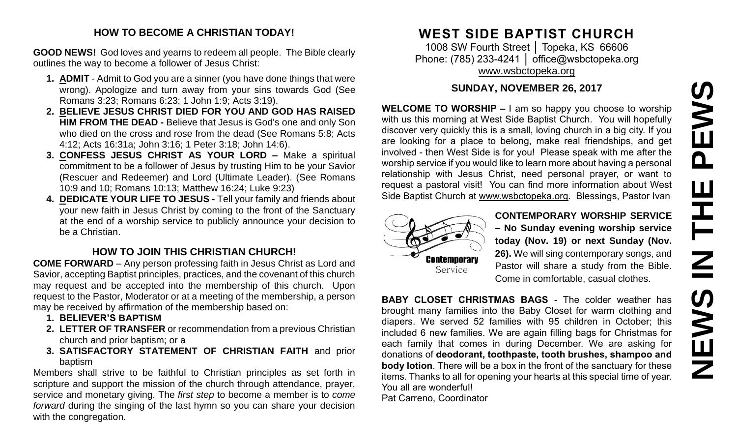## HOW TO BECOME A CHRISTIAN TODAY!

**GOOD NEWS!** God loves and yearns to redeem all people. The Bible clearly outlines the way to become a follower of Jesus Christ:

1. **ADMIT** - Admit to God you are a sinner (you have done things that were wrong). Apologize and turn away from your sins towards God (See Romans 3:23; Romans 6:23; 1 John 1:9; Acts 3:19).
2. **BELIEVE JESUS CHRIST DIED FOR YOU AND GOD HAS RAISED HIM FROM THE DEAD -** Believe that Jesus is God's one and only Son who died on the cross and rose from the dead (See Romans 5:8; Acts 4:12; Acts 16:31a; John 3:16; 1 Peter 3:18; John 14:6).
3. **CONFESS JESUS CHRIST AS YOUR LORD –** Make a spiritual commitment to be a follower of Jesus by trusting Him to be your Savior (Rescuer and Redeemer) and Lord (Ultimate Leader). (See Romans 10:9 and 10; Romans 10:13; Matthew 16:24; Luke 9:23)
4. **DEDICATE YOUR LIFE TO JESUS -** Tell your family and friends about your new faith in Jesus Christ by coming to the front of the Sanctuary at the end of a worship service to publicly announce your decision to be a Christian.

## HOW TO JOIN THIS CHRISTIAN CHURCH!

**COME FORWARD** – Any person professing faith in Jesus Christ as Lord and Savior, accepting Baptist principles, practices, and the covenant of this church may request and be accepted into the membership of this church. Upon request to the Pastor, Moderator or at a meeting of the membership, a person may be received by affirmation of the membership based on:

1. **BELIEVER'S BAPTISM**
2. **LETTER OF TRANSFER** or recommendation from a previous Christian church and prior baptism; or a
3. **SATISFACTORY STATEMENT OF CHRISTIAN FAITH** and prior baptism

Members shall strive to be faithful to Christian principles as set forth in scripture and support the mission of the church through attendance, prayer, service and monetary giving. The *first step* to become a member is to *come forward* during the singing of the last hymn so you can share your decision with the congregation.

# WEST SIDE BAPTIST CHURCH

1008 SW Fourth Street │ Topeka, KS 66606
Phone: (785) 233-4241 │ office@wsbctopeka.org
www.wsbctopeka.org

### SUNDAY, NOVEMBER 26, 2017

**WELCOME TO WORSHIP –** I am so happy you choose to worship with us this morning at West Side Baptist Church. You will hopefully discover very quickly this is a small, loving church in a big city. If you are looking for a place to belong, make real friendships, and get involved - then West Side is for you! Please speak with me after the worship service if you would like to learn more about having a personal relationship with Jesus Christ, need personal prayer, or want to request a pastoral visit! You can find more information about West Side Baptist Church at www.wsbctopeka.org. Blessings, Pastor Ivan

**CONTEMPORARY WORSHIP SERVICE – No Sunday evening worship service today (Nov. 19) or next Sunday (Nov. 26).** We will sing contemporary songs, and Pastor will share a study from the Bible. Come in comfortable, casual clothes.

**BABY CLOSET CHRISTMAS BAGS** - The colder weather has brought many families into the Baby Closet for warm clothing and diapers. We served 52 families with 95 children in October; this included 6 new families. We are again filling bags for Christmas for each family that comes in during December. We are asking for donations of **deodorant, toothpaste, tooth brushes, shampoo and body lotion**. There will be a box in the front of the sanctuary for these items. Thanks to all for opening your hearts at this special time of year. You all are wonderful!
Pat Carreno, Coordinator

# NEWS IN THE PEWS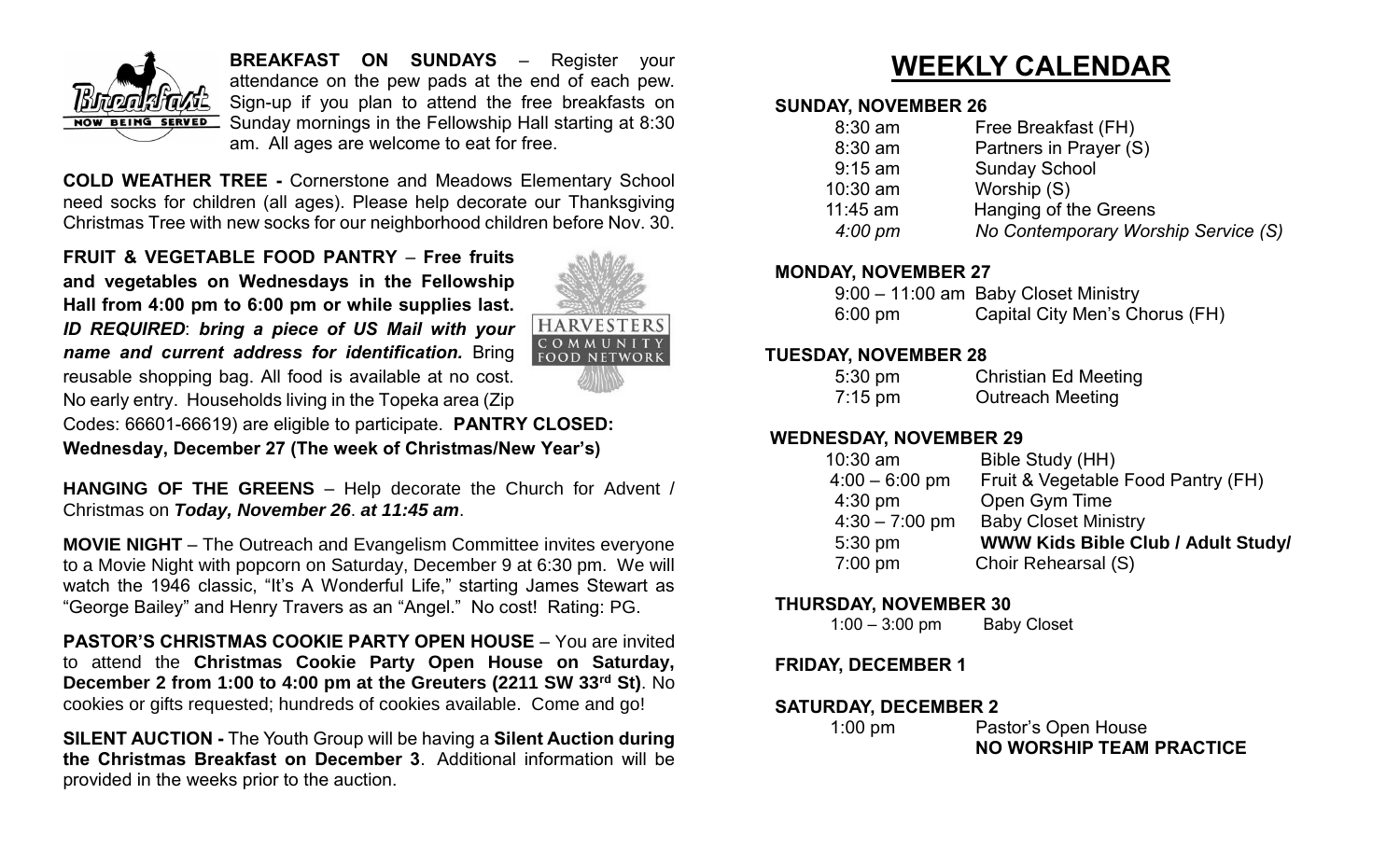**BREAKFAST ON SUNDAYS** – Register your attendance on the pew pads at the end of each pew. Sign-up if you plan to attend the free breakfasts on Sunday mornings in the Fellowship Hall starting at 8:30 am. All ages are welcome to eat for free.

**COLD WEATHER TREE -** Cornerstone and Meadows Elementary School need socks for children (all ages). Please help decorate our Thanksgiving Christmas Tree with new socks for our neighborhood children before Nov. 30.

**FRUIT & VEGETABLE FOOD PANTRY** – **Free fruits and vegetables on Wednesdays in the Fellowship Hall from 4:00 pm to 6:00 pm or while supplies last.** ***ID REQUIRED***: ***bring a piece of US Mail with your name and current address for identification.*** Bring reusable shopping bag. All food is available at no cost. No early entry. Households living in the Topeka area (Zip Codes: 66601-66619) are eligible to participate. **PANTRY CLOSED: Wednesday, December 27 (The week of Christmas/New Year's)**

**HANGING OF THE GREENS** – Help decorate the Church for Advent / Christmas on ***Today, November 26***. ***at 11:45 am***.

**MOVIE NIGHT** – The Outreach and Evangelism Committee invites everyone to a Movie Night with popcorn on Saturday, December 9 at 6:30 pm. We will watch the 1946 classic, "It's A Wonderful Life," starting James Stewart as "George Bailey" and Henry Travers as an "Angel." No cost! Rating: PG.

**PASTOR'S CHRISTMAS COOKIE PARTY OPEN HOUSE** – You are invited to attend the **Christmas Cookie Party Open House on Saturday, December 2 from 1:00 to 4:00 pm at the Greuters (2211 SW 33rd St)**. No cookies or gifts requested; hundreds of cookies available. Come and go!

**SILENT AUCTION -** The Youth Group will be having a **Silent Auction during the Christmas Breakfast on December 3**. Additional information will be provided in the weeks prior to the auction.

# WEEKLY CALENDAR

**SUNDAY, NOVEMBER 26**

| | |
|---|---|
| 8:30 am | Free Breakfast (FH) |
| 8:30 am | Partners in Prayer (S) |
| 9:15 am | Sunday School |
| 10:30 am | Worship (S) |
| 11:45 am | Hanging of the Greens |
| *4:00 pm* | *No Contemporary Worship Service (S)* |

**MONDAY, NOVEMBER 27**

| | |
|---|---|
| 9:00 – 11:00 am | Baby Closet Ministry |
| 6:00 pm | Capital City Men's Chorus (FH) |

**TUESDAY, NOVEMBER 28**

| | |
|---|---|
| 5:30 pm | Christian Ed Meeting |
| 7:15 pm | Outreach Meeting |

**WEDNESDAY, NOVEMBER 29**

| | |
|---|---|
| 10:30 am | Bible Study (HH) |
| 4:00 – 6:00 pm | Fruit & Vegetable Food Pantry (FH) |
| 4:30 pm | Open Gym Time |
| 4:30 – 7:00 pm | Baby Closet Ministry |
| 5:30 pm | **WWW Kids Bible Club / Adult Study/** |
| 7:00 pm | Choir Rehearsal (S) |

**THURSDAY, NOVEMBER 30**

| | |
|---|---|
| 1:00 – 3:00 pm | Baby Closet |

**FRIDAY, DECEMBER 1**

**SATURDAY, DECEMBER 2**

| | |
|---|---|
| 1:00 pm | Pastor's Open House |
| | **NO WORSHIP TEAM PRACTICE** |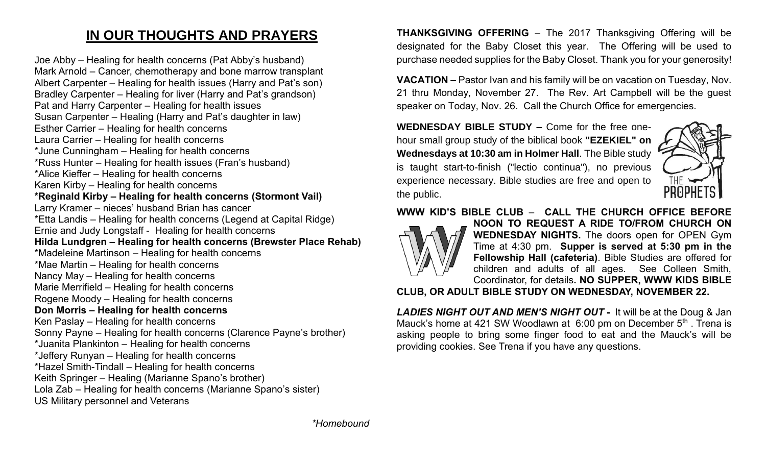## IN OUR THOUGHTS AND PRAYERS

Joe Abby – Healing for health concerns (Pat Abby's husband)
Mark Arnold – Cancer, chemotherapy and bone marrow transplant
Albert Carpenter – Healing for health issues (Harry and Pat's son)
Bradley Carpenter – Healing for liver (Harry and Pat's grandson)
Pat and Harry Carpenter – Healing for health issues
Susan Carpenter – Healing (Harry and Pat's daughter in law)
Esther Carrier – Healing for health concerns
Laura Carrier – Healing for health concerns
*June Cunningham – Healing for health concerns
*Russ Hunter – Healing for health issues (Fran's husband)
*Alice Kieffer – Healing for health concerns
Karen Kirby – Healing for health concerns
**\*Reginald Kirby – Healing for health concerns (Stormont Vail)**
Larry Kramer – nieces' husband Brian has cancer
*Etta Landis – Healing for health concerns (Legend at Capital Ridge)
Ernie and Judy Longstaff - Healing for health concerns
**Hilda Lundgren – Healing for health concerns (Brewster Place Rehab)**
*Madeleine Martinson – Healing for health concerns
*Mae Martin – Healing for health concerns
Nancy May – Healing for health concerns
Marie Merrifield – Healing for health concerns
Rogene Moody – Healing for health concerns
**Don Morris – Healing for health concerns**
Ken Paslay – Healing for health concerns
Sonny Payne – Healing for health concerns (Clarence Payne's brother)
*Juanita Plankinton – Healing for health concerns
*Jeffery Runyan – Healing for health concerns
*Hazel Smith-Tindall – Healing for health concerns
Keith Springer – Healing (Marianne Spano's brother)
Lola Zab – Healing for health concerns (Marianne Spano's sister)
US Military personnel and Veterans

*\*Homebound*

**THANKSGIVING OFFERING** – The 2017 Thanksgiving Offering will be designated for the Baby Closet this year. The Offering will be used to purchase needed supplies for the Baby Closet. Thank you for your generosity!

**VACATION –** Pastor Ivan and his family will be on vacation on Tuesday, Nov. 21 thru Monday, November 27. The Rev. Art Campbell will be the guest speaker on Today, Nov. 26. Call the Church Office for emergencies.

**WEDNESDAY BIBLE STUDY –** Come for the free one-hour small group study of the biblical book **"EZEKIEL" on Wednesdays at 10:30 am in Holmer Hall**. The Bible study is taught start-to-finish ("lectio continua"), no previous experience necessary. Bible studies are free and open to the public.

THE PROPHETS

**WWW KID'S BIBLE CLUB** – **CALL THE CHURCH OFFICE BEFORE NOON TO REQUEST A RIDE TO/FROM CHURCH ON WEDNESDAY NIGHTS.** The doors open for OPEN Gym Time at 4:30 pm. **Supper is served at 5:30 pm in the Fellowship Hall (cafeteria)**. Bible Studies are offered for children and adults of all ages. See Colleen Smith, Coordinator, for details**. NO SUPPER, WWW KIDS BIBLE CLUB, OR ADULT BIBLE STUDY ON WEDNESDAY, NOVEMBER 22.**

***LADIES NIGHT OUT AND MEN'S NIGHT OUT* -** It will be at the Doug & Jan Mauck's home at 421 SW Woodlawn at 6:00 pm on December 5th . Trena is asking people to bring some finger food to eat and the Mauck's will be providing cookies. See Trena if you have any questions.